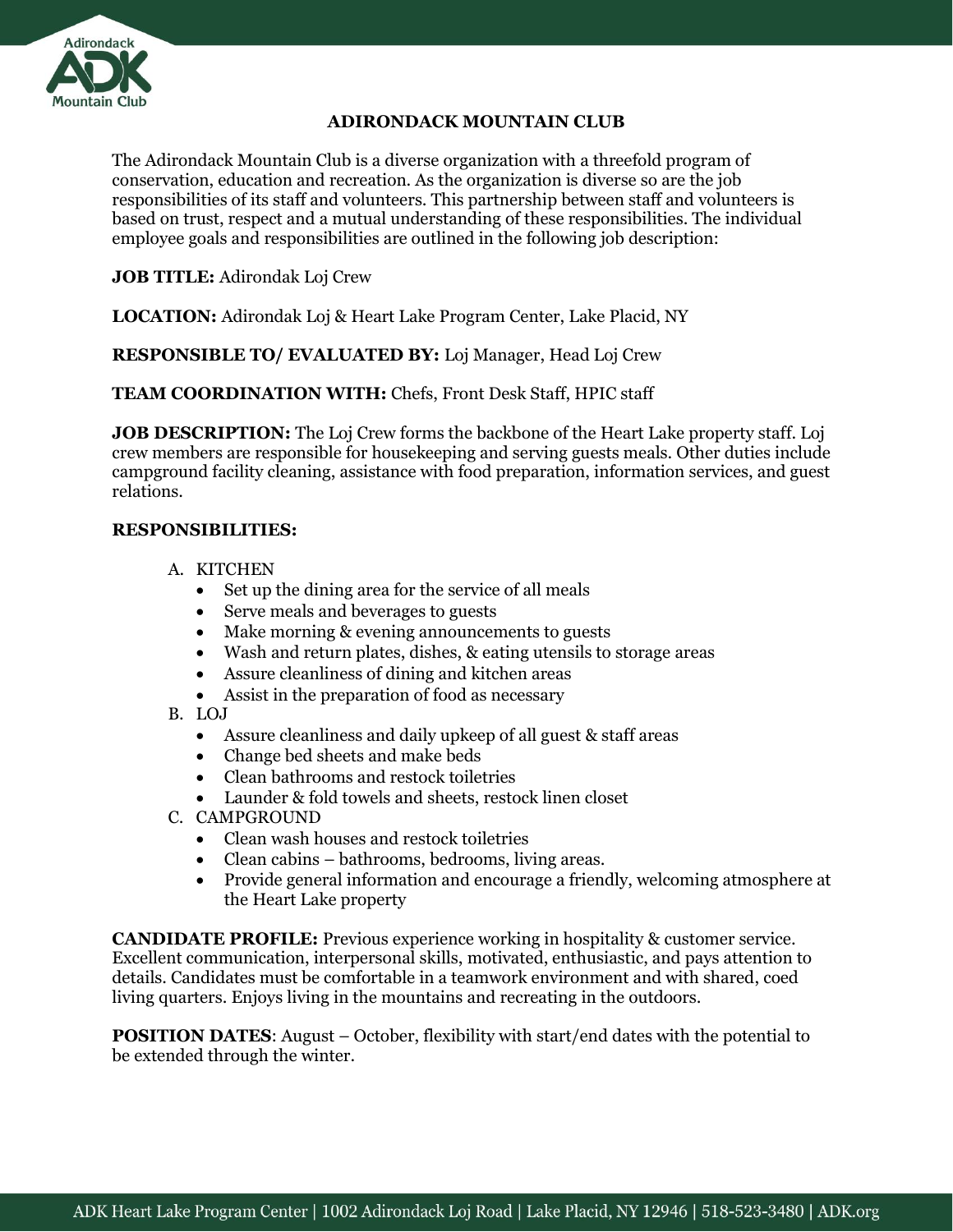# ADIRONDACK MOUNTAIN CLUB

The Adirondack Mountain Club is a diverse organization with a threefold program of conservation, education and recreation. As the organization is diverse so are the job responsibilities of its staff and volunteers. This partnership between staff and volunteers is based on trust, respect and a mutual understanding of these responsibilities. The individual employee goals and responsibilities are outlined in the following job description:

**JOB TITLE:** Adirondak Loj Crew

**LOCATION:** Adirondak Loj & Heart Lake Program Center, Lake Placid, NY

**RESPONSIBLE TO/ EVALUATED BY:** Loj Manager, Head Loj Crew

**TEAM COORDINATION WITH:** Chefs, Front Desk Staff, HPIC staff

**JOB DESCRIPTION:** The Loj Crew forms the backbone of the Heart Lake property staff. Loj crew members are responsible for housekeeping and serving guests meals. Other duties include campground facility cleaning, assistance with food preparation, information services, and guest relations.

**RESPONSIBILITIES:**

A. KITCHEN
   - Set up the dining area for the service of all meals
   - Serve meals and beverages to guests
   - Make morning & evening announcements to guests
   - Wash and return plates, dishes, & eating utensils to storage areas
   - Assure cleanliness of dining and kitchen areas
   - Assist in the preparation of food as necessary

B. LOJ
   - Assure cleanliness and daily upkeep of all guest & staff areas
   - Change bed sheets and make beds
   - Clean bathrooms and restock toiletries
   - Launder & fold towels and sheets, restock linen closet

C. CAMPGROUND
   - Clean wash houses and restock toiletries
   - Clean cabins – bathrooms, bedrooms, living areas.
   - Provide general information and encourage a friendly, welcoming atmosphere at the Heart Lake property

**CANDIDATE PROFILE:** Previous experience working in hospitality & customer service. Excellent communication, interpersonal skills, motivated, enthusiastic, and pays attention to details. Candidates must be comfortable in a teamwork environment and with shared, coed living quarters. Enjoys living in the mountains and recreating in the outdoors.

**POSITION DATES**: August – October, flexibility with start/end dates with the potential to be extended through the winter.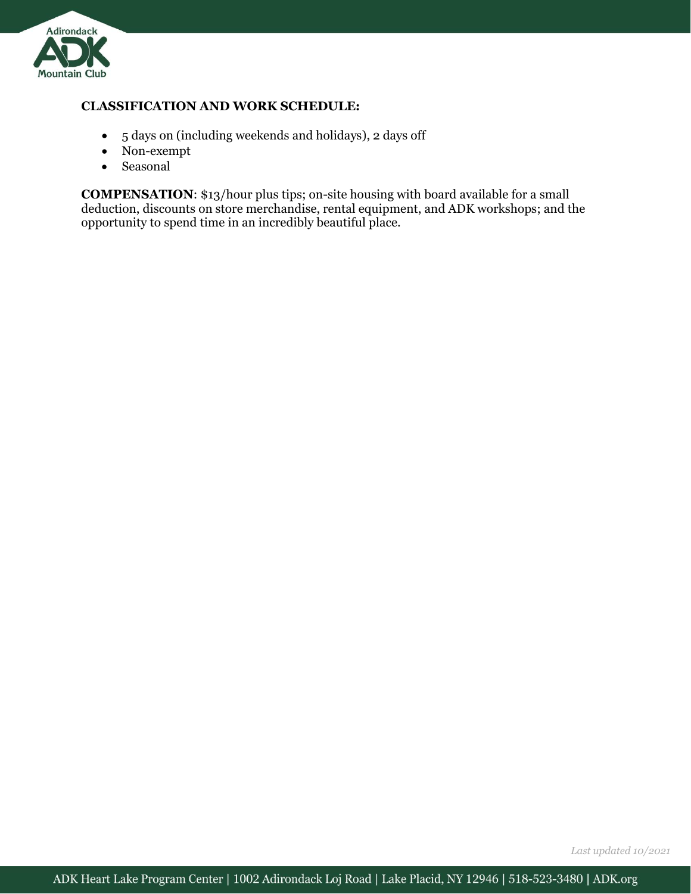**CLASSIFICATION AND WORK SCHEDULE:**

- 5 days on (including weekends and holidays), 2 days off
- Non-exempt
- Seasonal

**COMPENSATION**: $13/hour plus tips; on-site housing with board available for a small deduction, discounts on store merchandise, rental equipment, and ADK workshops; and the opportunity to spend time in an incredibly beautiful place.

*Last updated 10/2021*